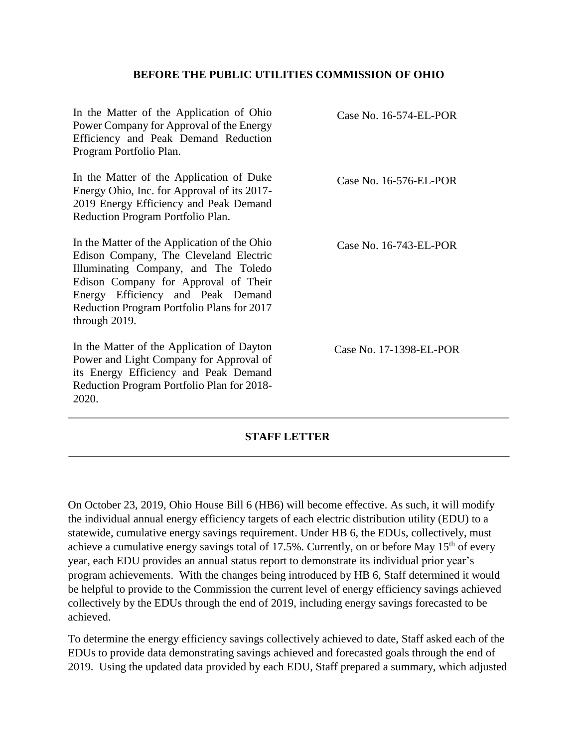**BEFORE THE PUBLIC UTILITIES COMMISSION OF OHIO**

| | |
|---|---|
| In the Matter of the Application of Ohio Power Company for Approval of the Energy Efficiency and Peak Demand Reduction Program Portfolio Plan. | Case No. 16-574-EL-POR |
| In the Matter of the Application of Duke Energy Ohio, Inc. for Approval of its 2017-2019 Energy Efficiency and Peak Demand Reduction Program Portfolio Plan. | Case No. 16-576-EL-POR |
| In the Matter of the Application of the Ohio Edison Company, The Cleveland Electric Illuminating Company, and The Toledo Edison Company for Approval of Their Energy Efficiency and Peak Demand Reduction Program Portfolio Plans for 2017 through 2019. | Case No. 16-743-EL-POR |
| In the Matter of the Application of Dayton Power and Light Company for Approval of its Energy Efficiency and Peak Demand Reduction Program Portfolio Plan for 2018-2020. | Case No. 17-1398-EL-POR |

---

**STAFF LETTER**

---

On October 23, 2019, Ohio House Bill 6 (HB6) will become effective. As such, it will modify the individual annual energy efficiency targets of each electric distribution utility (EDU) to a statewide, cumulative energy savings requirement. Under HB 6, the EDUs, collectively, must achieve a cumulative energy savings total of 17.5%. Currently, on or before May 15th of every year, each EDU provides an annual status report to demonstrate its individual prior year's program achievements. With the changes being introduced by HB 6, Staff determined it would be helpful to provide to the Commission the current level of energy efficiency savings achieved collectively by the EDUs through the end of 2019, including energy savings forecasted to be achieved.

To determine the energy efficiency savings collectively achieved to date, Staff asked each of the EDUs to provide data demonstrating savings achieved and forecasted goals through the end of 2019. Using the updated data provided by each EDU, Staff prepared a summary, which adjusted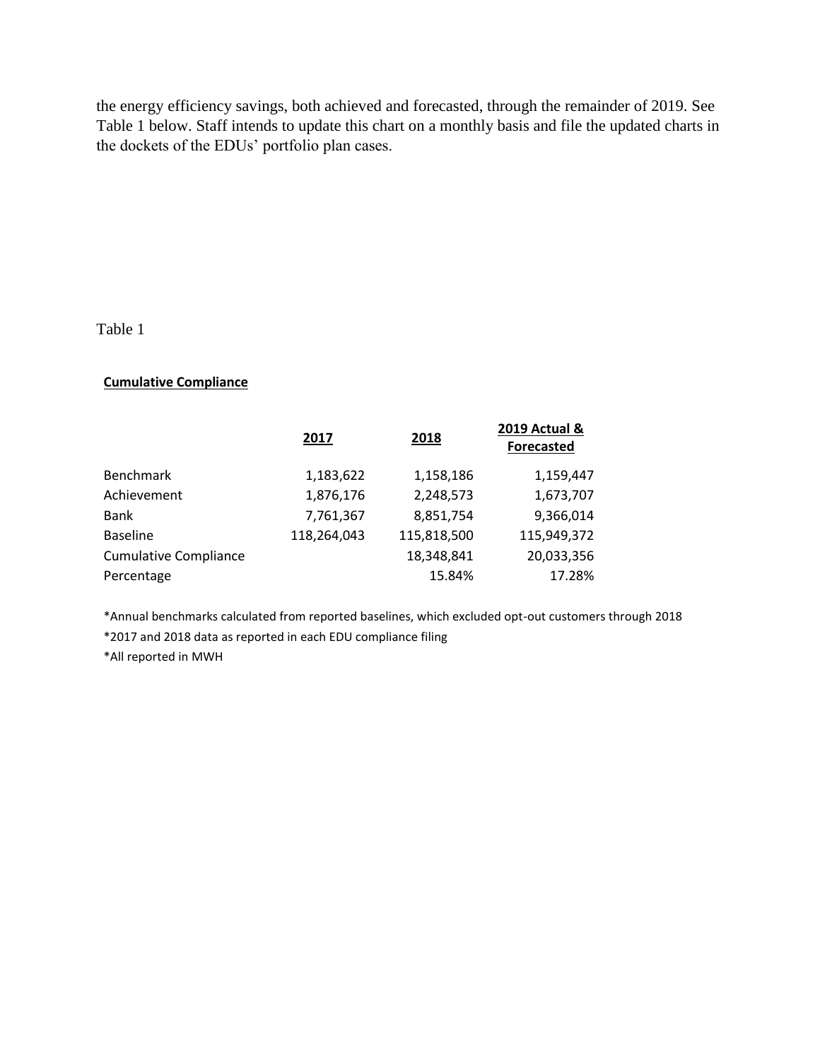the energy efficiency savings, both achieved and forecasted, through the remainder of 2019. See Table 1 below. Staff intends to update this chart on a monthly basis and file the updated charts in the dockets of the EDUs' portfolio plan cases.

Table 1

**Cumulative Compliance**

| | 2017 | 2018 | 2019 Actual & Forecasted |
|---|---|---|---|
| Benchmark | 1,183,622 | 1,158,186 | 1,159,447 |
| Achievement | 1,876,176 | 2,248,573 | 1,673,707 |
| Bank | 7,761,367 | 8,851,754 | 9,366,014 |
| Baseline | 118,264,043 | 115,818,500 | 115,949,372 |
| Cumulative Compliance | | 18,348,841 | 20,033,356 |
| Percentage | | 15.84% | 17.28% |

*Annual benchmarks calculated from reported baselines, which excluded opt-out customers through 2018

*2017 and 2018 data as reported in each EDU compliance filing

*All reported in MWH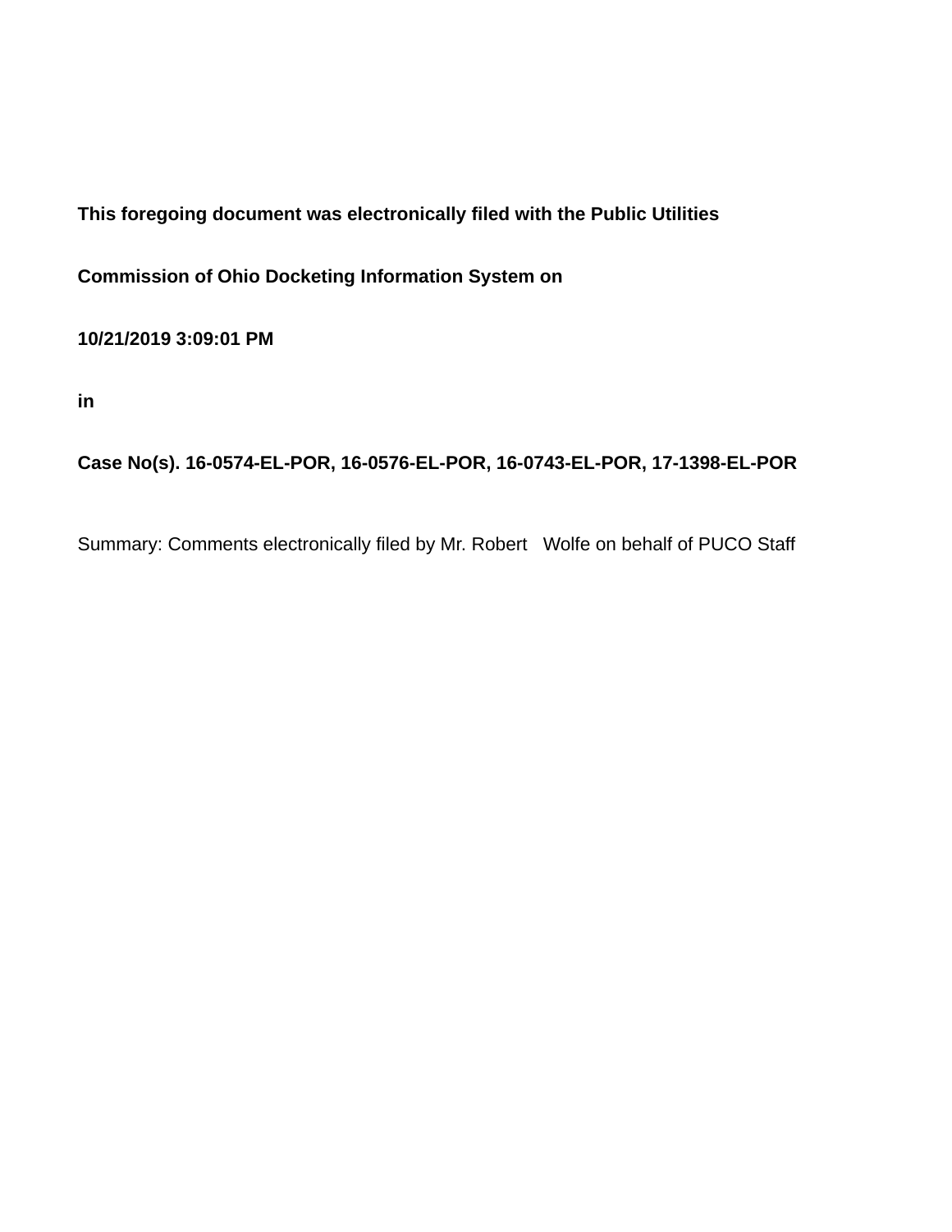**This foregoing document was electronically filed with the Public Utilities**

**Commission of Ohio Docketing Information System on**

**10/21/2019 3:09:01 PM**

**in**

**Case No(s). 16-0574-EL-POR, 16-0576-EL-POR, 16-0743-EL-POR, 17-1398-EL-POR**

Summary: Comments electronically filed by Mr. Robert Wolfe on behalf of PUCO Staff